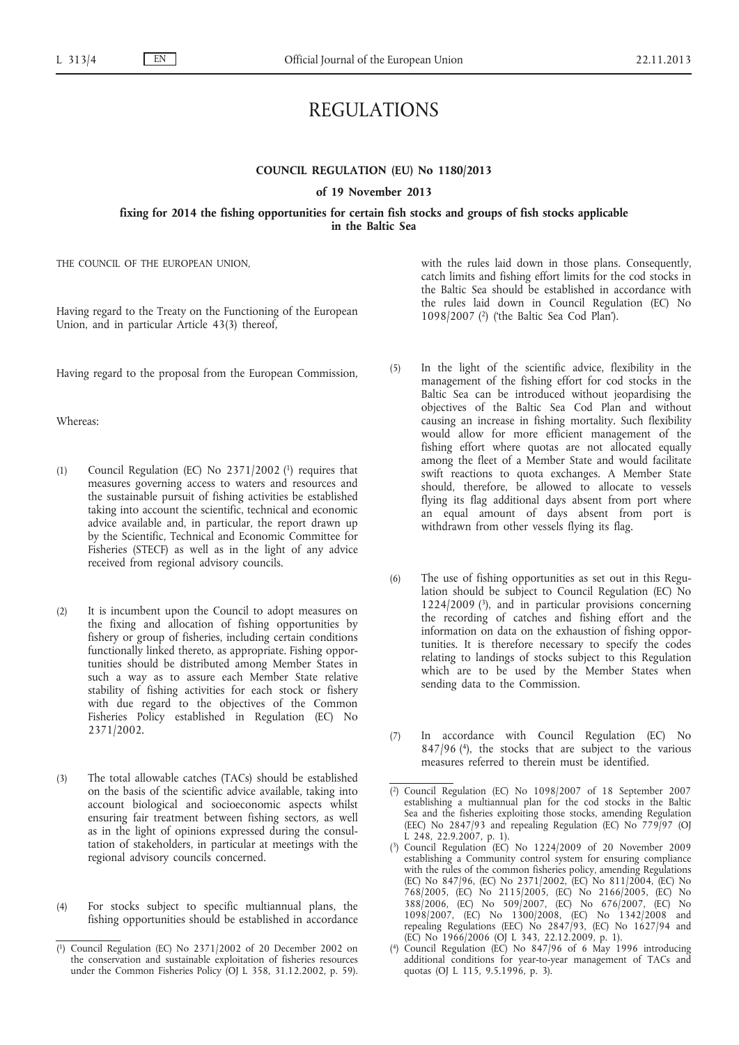# REGULATIONS

**COUNCIL REGULATION (EU) No 1180/2013**

**of 19 November 2013**

**fixing for 2014 the fishing opportunities for certain fish stocks and groups of fish stocks applicable in the Baltic Sea**

THE COUNCIL OF THE EUROPEAN UNION,

Having regard to the Treaty on the Functioning of the European Union, and in particular Article 43(3) thereof,

Having regard to the proposal from the European Commission,

Whereas:

(1) Council Regulation (EC) No 2371/2002 [1] requires that measures governing access to waters and resources and the sustainable pursuit of fishing activities be established taking into account the scientific, technical and economic advice available and, in particular, the report drawn up by the Scientific, Technical and Economic Committee for Fisheries (STECF) as well as in the light of any advice received from regional advisory councils.

(2) It is incumbent upon the Council to adopt measures on the fixing and allocation of fishing opportunities by fishery or group of fisheries, including certain conditions functionally linked thereto, as appropriate. Fishing opportunities should be distributed among Member States in such a way as to assure each Member State relative stability of fishing activities for each stock or fishery with due regard to the objectives of the Common Fisheries Policy established in Regulation (EC) No 2371/2002.

(3) The total allowable catches (TACs) should be established on the basis of the scientific advice available, taking into account biological and socioeconomic aspects whilst ensuring fair treatment between fishing sectors, as well as in the light of opinions expressed during the consultation of stakeholders, in particular at meetings with the regional advisory councils concerned.

(4) For stocks subject to specific multiannual plans, the fishing opportunities should be established in accordance with the rules laid down in those plans. Consequently, catch limits and fishing effort limits for the cod stocks in the Baltic Sea should be established in accordance with the rules laid down in Council Regulation (EC) No 1098/2007 [2] ('the Baltic Sea Cod Plan').

(5) In the light of the scientific advice, flexibility in the management of the fishing effort for cod stocks in the Baltic Sea can be introduced without jeopardising the objectives of the Baltic Sea Cod Plan and without causing an increase in fishing mortality. Such flexibility would allow for more efficient management of the fishing effort where quotas are not allocated equally among the fleet of a Member State and would facilitate swift reactions to quota exchanges. A Member State should, therefore, be allowed to allocate to vessels flying its flag additional days absent from port where an equal amount of days absent from port is withdrawn from other vessels flying its flag.

(6) The use of fishing opportunities as set out in this Regulation should be subject to Council Regulation (EC) No 1224/2009 [3], and in particular provisions concerning the recording of catches and fishing effort and the information on data on the exhaustion of fishing opportunities. It is therefore necessary to specify the codes relating to landings of stocks subject to this Regulation which are to be used by the Member States when sending data to the Commission.

(7) In accordance with Council Regulation (EC) No 847/96 [4], the stocks that are subject to the various measures referred to therein must be identified.

---

[1] Council Regulation (EC) No 2371/2002 of 20 December 2002 on the conservation and sustainable exploitation of fisheries resources under the Common Fisheries Policy (OJ L 358, 31.12.2002, p. 59).

[2] Council Regulation (EC) No 1098/2007 of 18 September 2007 establishing a multiannual plan for the cod stocks in the Baltic Sea and the fisheries exploiting those stocks, amending Regulation (EEC) No 2847/93 and repealing Regulation (EC) No 779/97 (OJ L 248, 22.9.2007, p. 1).

[3] Council Regulation (EC) No 1224/2009 of 20 November 2009 establishing a Community control system for ensuring compliance with the rules of the common fisheries policy, amending Regulations (EC) No 847/96, (EC) No 2371/2002, (EC) No 811/2004, (EC) No 768/2005, (EC) No 2115/2005, (EC) No 2166/2005, (EC) No 388/2006, (EC) No 509/2007, (EC) No 676/2007, (EC) No 1098/2007, (EC) No 1300/2008, (EC) No 1342/2008 and repealing Regulations (EEC) No 2847/93, (EC) No 1627/94 and (EC) No 1966/2006 (OJ L 343, 22.12.2009, p. 1).

[4] Council Regulation (EC) No 847/96 of 6 May 1996 introducing additional conditions for year-to-year management of TACs and quotas (OJ L 115, 9.5.1996, p. 3).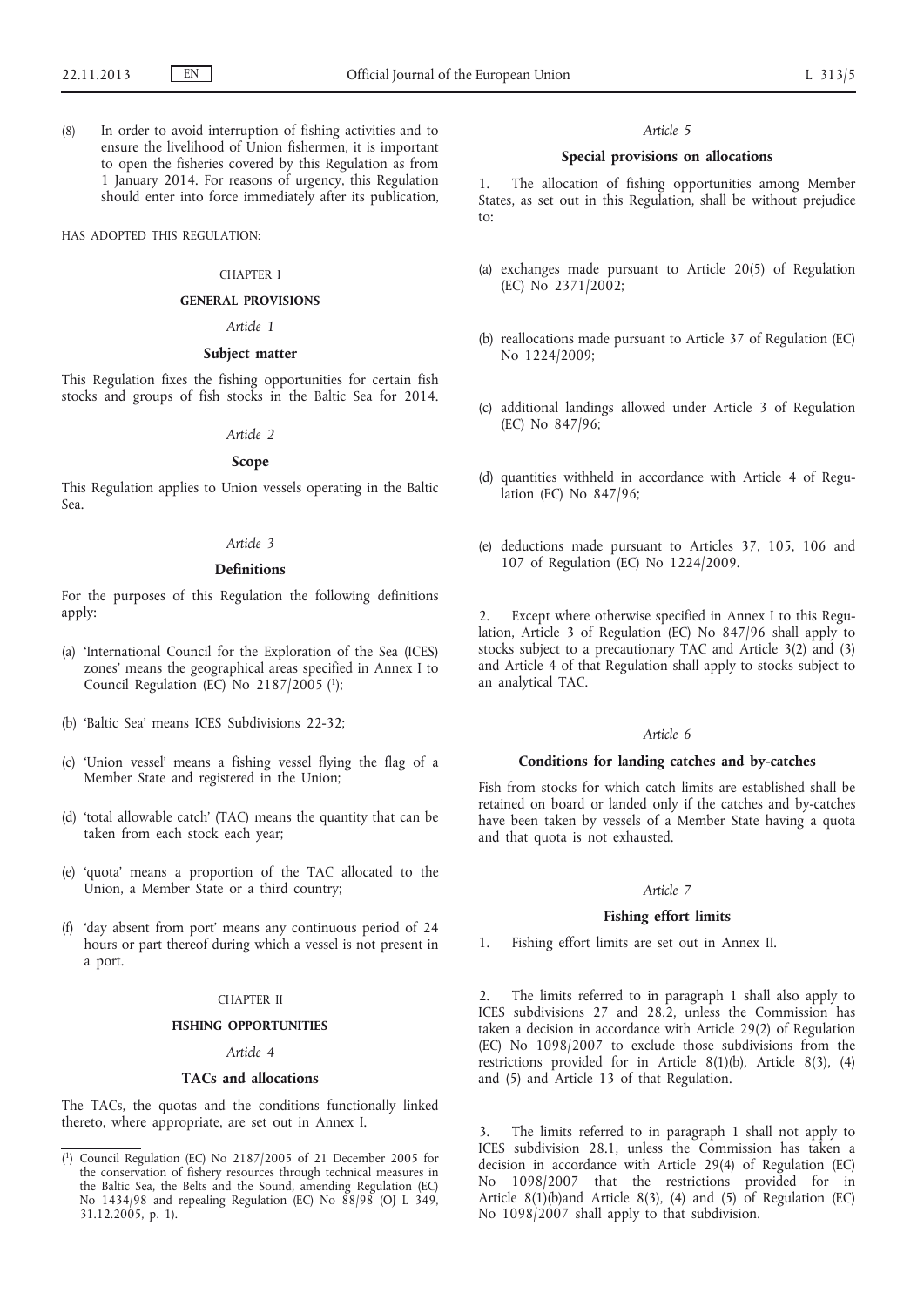(8) In order to avoid interruption of fishing activities and to ensure the livelihood of Union fishermen, it is important to open the fisheries covered by this Regulation as from 1 January 2014. For reasons of urgency, this Regulation should enter into force immediately after its publication,

HAS ADOPTED THIS REGULATION:

CHAPTER I

**GENERAL PROVISIONS**

*Article 1*

**Subject matter**

This Regulation fixes the fishing opportunities for certain fish stocks and groups of fish stocks in the Baltic Sea for 2014.

*Article 2*

**Scope**

This Regulation applies to Union vessels operating in the Baltic Sea.

*Article 3*

**Definitions**

For the purposes of this Regulation the following definitions apply:

(a) 'International Council for the Exploration of the Sea (ICES) zones' means the geographical areas specified in Annex I to Council Regulation (EC) No 2187/2005 [1];

(b) 'Baltic Sea' means ICES Subdivisions 22-32;

(c) 'Union vessel' means a fishing vessel flying the flag of a Member State and registered in the Union;

(d) 'total allowable catch' (TAC) means the quantity that can be taken from each stock each year;

(e) 'quota' means a proportion of the TAC allocated to the Union, a Member State or a third country;

(f) 'day absent from port' means any continuous period of 24 hours or part thereof during which a vessel is not present in a port.

CHAPTER II

**FISHING OPPORTUNITIES**

*Article 4*

**TACs and allocations**

The TACs, the quotas and the conditions functionally linked thereto, where appropriate, are set out in Annex I.

*Article 5*

**Special provisions on allocations**

1. The allocation of fishing opportunities among Member States, as set out in this Regulation, shall be without prejudice to:

(a) exchanges made pursuant to Article 20(5) of Regulation (EC) No 2371/2002;

(b) reallocations made pursuant to Article 37 of Regulation (EC) No 1224/2009;

(c) additional landings allowed under Article 3 of Regulation (EC) No 847/96;

(d) quantities withheld in accordance with Article 4 of Regulation (EC) No 847/96;

(e) deductions made pursuant to Articles 37, 105, 106 and 107 of Regulation (EC) No 1224/2009.

2. Except where otherwise specified in Annex I to this Regulation, Article 3 of Regulation (EC) No 847/96 shall apply to stocks subject to a precautionary TAC and Article 3(2) and (3) and Article 4 of that Regulation shall apply to stocks subject to an analytical TAC.

*Article 6*

**Conditions for landing catches and by-catches**

Fish from stocks for which catch limits are established shall be retained on board or landed only if the catches and by-catches have been taken by vessels of a Member State having a quota and that quota is not exhausted.

*Article 7*

**Fishing effort limits**

1. Fishing effort limits are set out in Annex II.

2. The limits referred to in paragraph 1 shall also apply to ICES subdivisions 27 and 28.2, unless the Commission has taken a decision in accordance with Article 29(2) of Regulation (EC) No 1098/2007 to exclude those subdivisions from the restrictions provided for in Article 8(1)(b), Article 8(3), (4) and (5) and Article 13 of that Regulation.

3. The limits referred to in paragraph 1 shall not apply to ICES subdivision 28.1, unless the Commission has taken a decision in accordance with Article 29(4) of Regulation (EC) No 1098/2007 that the restrictions provided for in Article 8(1)(b)and Article 8(3), (4) and (5) of Regulation (EC) No 1098/2007 shall apply to that subdivision.

---

[1] Council Regulation (EC) No 2187/2005 of 21 December 2005 for the conservation of fishery resources through technical measures in the Baltic Sea, the Belts and the Sound, amending Regulation (EC) No 1434/98 and repealing Regulation (EC) No 88/98 (OJ L 349, 31.12.2005, p. 1).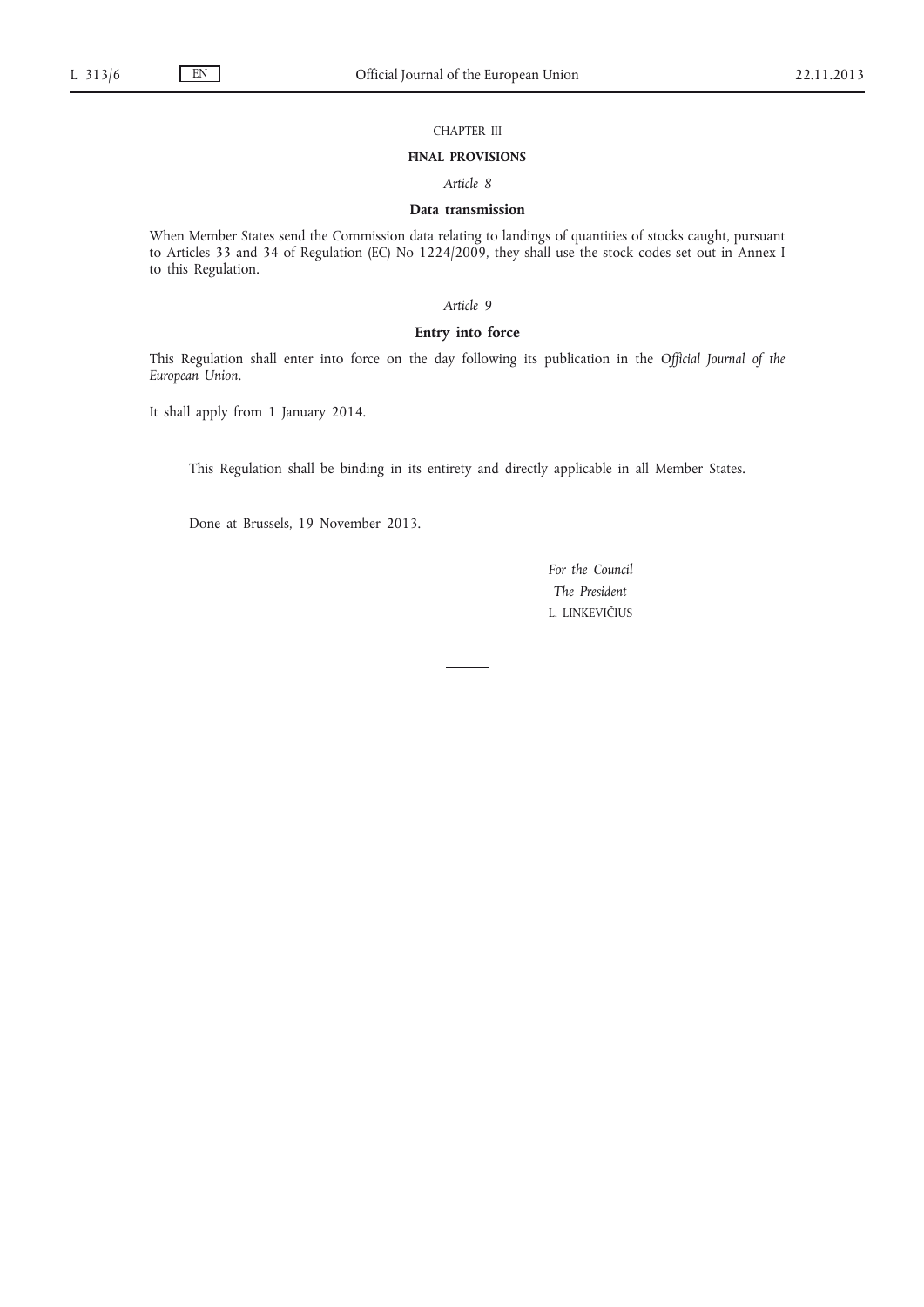## CHAPTER III

## FINAL PROVISIONS

### *Article 8*

### Data transmission

When Member States send the Commission data relating to landings of quantities of stocks caught, pursuant to Articles 33 and 34 of Regulation (EC) No 1224/2009, they shall use the stock codes set out in Annex I to this Regulation.

### *Article 9*

### Entry into force

This Regulation shall enter into force on the day following its publication in the *Official Journal of the European Union*.

It shall apply from 1 January 2014.

This Regulation shall be binding in its entirety and directly applicable in all Member States.

Done at Brussels, 19 November 2013.

*For the Council*

*The President*

L. LINKEVIČIUS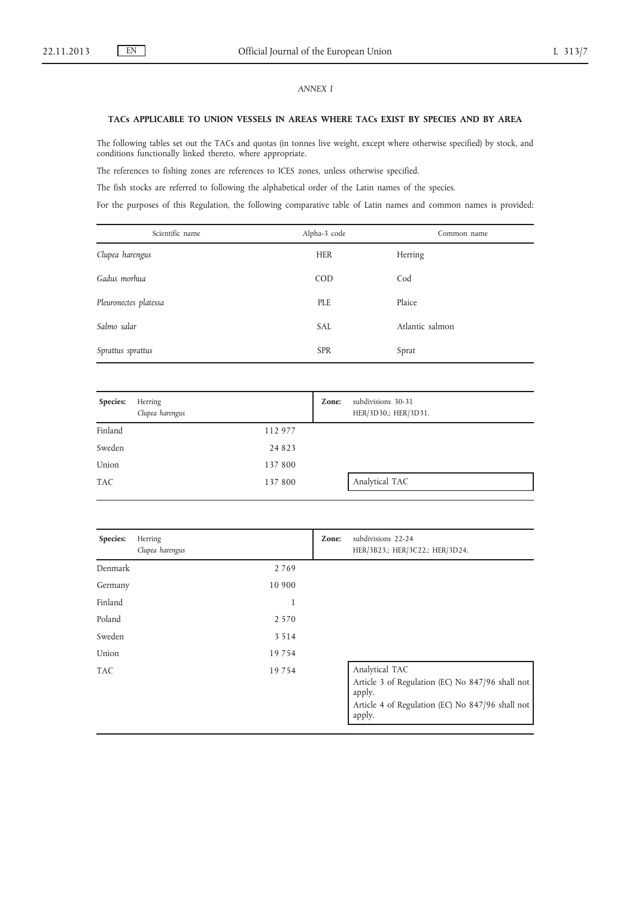*ANNEX I*

**TACs APPLICABLE TO UNION VESSELS IN AREAS WHERE TACs EXIST BY SPECIES AND BY AREA**

The following tables set out the TACs and quotas (in tonnes live weight, except where otherwise specified) by stock, and conditions functionally linked thereto, where appropriate.

The references to fishing zones are references to ICES zones, unless otherwise specified.

The fish stocks are referred to following the alphabetical order of the Latin names of the species.

For the purposes of this Regulation, the following comparative table of Latin names and common names is provided:

| Scientific name | Alpha-3 code | Common name |
|---|---|---|
| *Clupea harengus* | HER | Herring |
| *Gadus morhua* | COD | Cod |
| *Pleuronectes platessa* | PLE | Plaice |
| *Salmo salar* | SAL | Atlantic salmon |
| *Sprattus sprattus* | SPR | Sprat |

| **Species:** Herring *Clupea harengus* | | **Zone:** subdivisions 30-31 HER/3D30.; HER/3D31. |
|---|---|---|
| Finland | 112 977 | |
| Sweden | 24 823 | |
| Union | 137 800 | |
| TAC | 137 800 | Analytical TAC |

| **Species:** Herring *Clupea harengus* | | **Zone:** subdivisions 22-24 HER/3B23.; HER/3C22.; HER/3D24. |
|---|---|---|
| Denmark | 2 769 | |
| Germany | 10 900 | |
| Finland | 1 | |
| Poland | 2 570 | |
| Sweden | 3 514 | |
| Union | 19 754 | |
| TAC | 19 754 | Analytical TAC<br>Article 3 of Regulation (EC) No 847/96 shall not apply.<br>Article 4 of Regulation (EC) No 847/96 shall not apply. |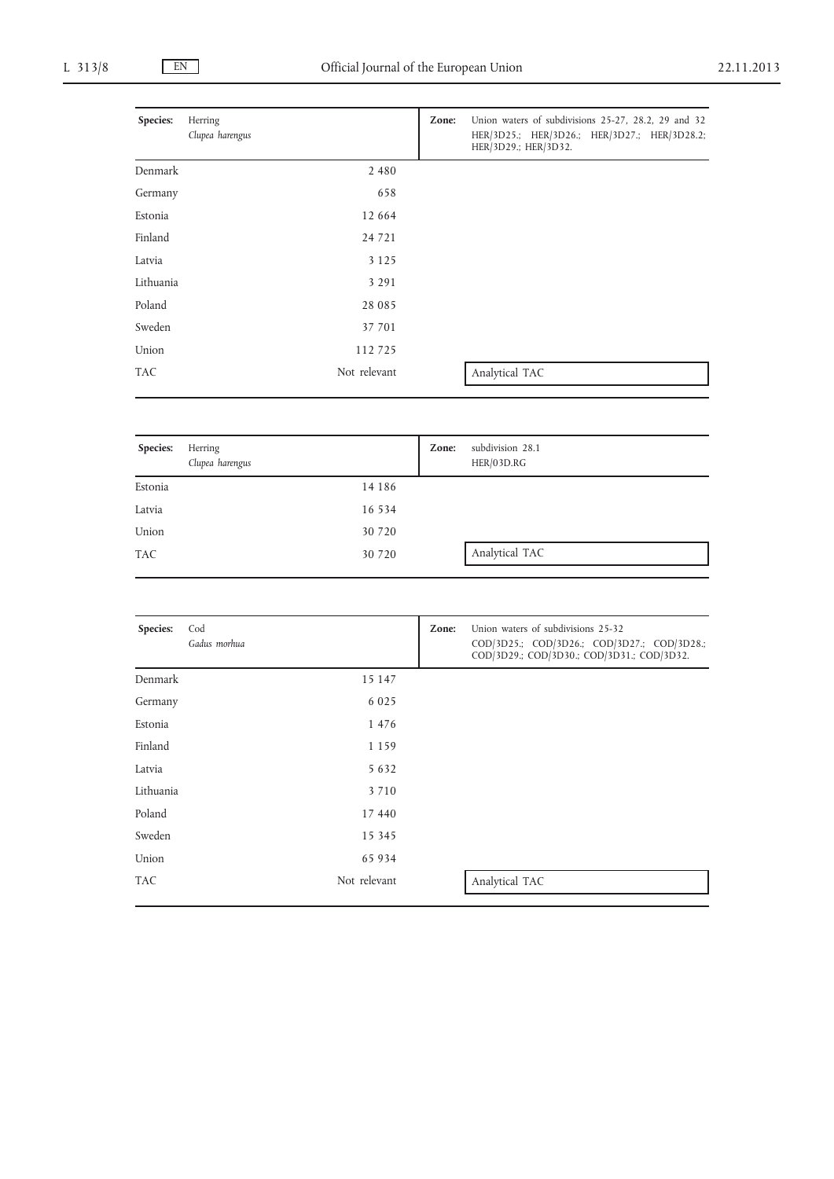| Species: | Herring *Clupea harengus* | Zone: | Union waters of subdivisions 25-27, 28.2, 29 and 32 HER/3D25.; HER/3D26.; HER/3D27.; HER/3D28.2; HER/3D29.; HER/3D32. |
|---|---|---|---|
| Denmark | 2 480 | | |
| Germany | 658 | | |
| Estonia | 12 664 | | |
| Finland | 24 721 | | |
| Latvia | 3 125 | | |
| Lithuania | 3 291 | | |
| Poland | 28 085 | | |
| Sweden | 37 701 | | |
| Union | 112 725 | | |
| TAC | Not relevant | | Analytical TAC |

| Species: | Herring *Clupea harengus* | Zone: | subdivision 28.1 HER/03D.RG |
|---|---|---|---|
| Estonia | 14 186 | | |
| Latvia | 16 534 | | |
| Union | 30 720 | | |
| TAC | 30 720 | | Analytical TAC |

| Species: | Cod *Gadus morhua* | Zone: | Union waters of subdivisions 25-32 COD/3D25.; COD/3D26.; COD/3D27.; COD/3D28.; COD/3D29.; COD/3D30.; COD/3D31.; COD/3D32. |
|---|---|---|---|
| Denmark | 15 147 | | |
| Germany | 6 025 | | |
| Estonia | 1 476 | | |
| Finland | 1 159 | | |
| Latvia | 5 632 | | |
| Lithuania | 3 710 | | |
| Poland | 17 440 | | |
| Sweden | 15 345 | | |
| Union | 65 934 | | |
| TAC | Not relevant | | Analytical TAC |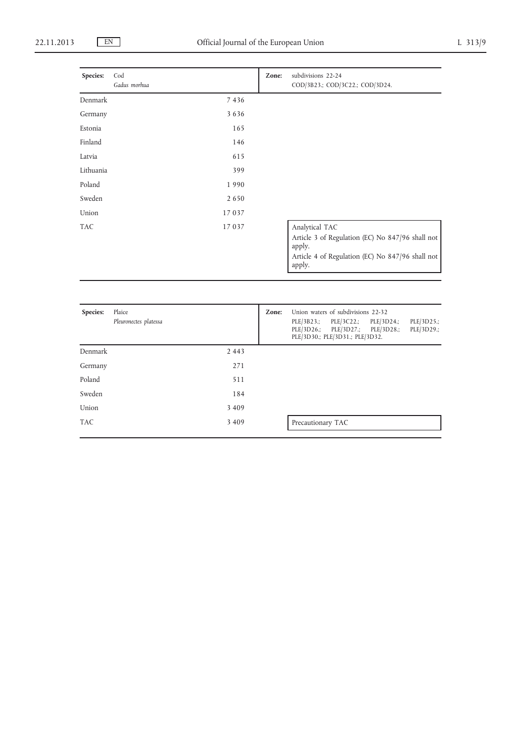| Species: | Cod *Gadus morhua* | Zone: | subdivisions 22-24 COD/3B23.; COD/3C22.; COD/3D24. |
|---|---|---|---|
| Denmark | 7 436 | | |
| Germany | 3 636 | | |
| Estonia | 165 | | |
| Finland | 146 | | |
| Latvia | 615 | | |
| Lithuania | 399 | | |
| Poland | 1 990 | | |
| Sweden | 2 650 | | |
| Union | 17 037 | | |
| TAC | 17 037 | | Analytical TAC<br>Article 3 of Regulation (EC) No 847/96 shall not apply.<br>Article 4 of Regulation (EC) No 847/96 shall not apply. |

| Species: | Plaice *Pleuronectes platessa* | Zone: | Union waters of subdivisions 22-32 PLE/3B23.; PLE/3C22.; PLE/3D24.; PLE/3D25.; PLE/3D26.; PLE/3D27.; PLE/3D28.; PLE/3D29.; PLE/3D30.; PLE/3D31.; PLE/3D32. |
|---|---|---|---|
| Denmark | 2 443 | | |
| Germany | 271 | | |
| Poland | 511 | | |
| Sweden | 184 | | |
| Union | 3 409 | | |
| TAC | 3 409 | | Precautionary TAC |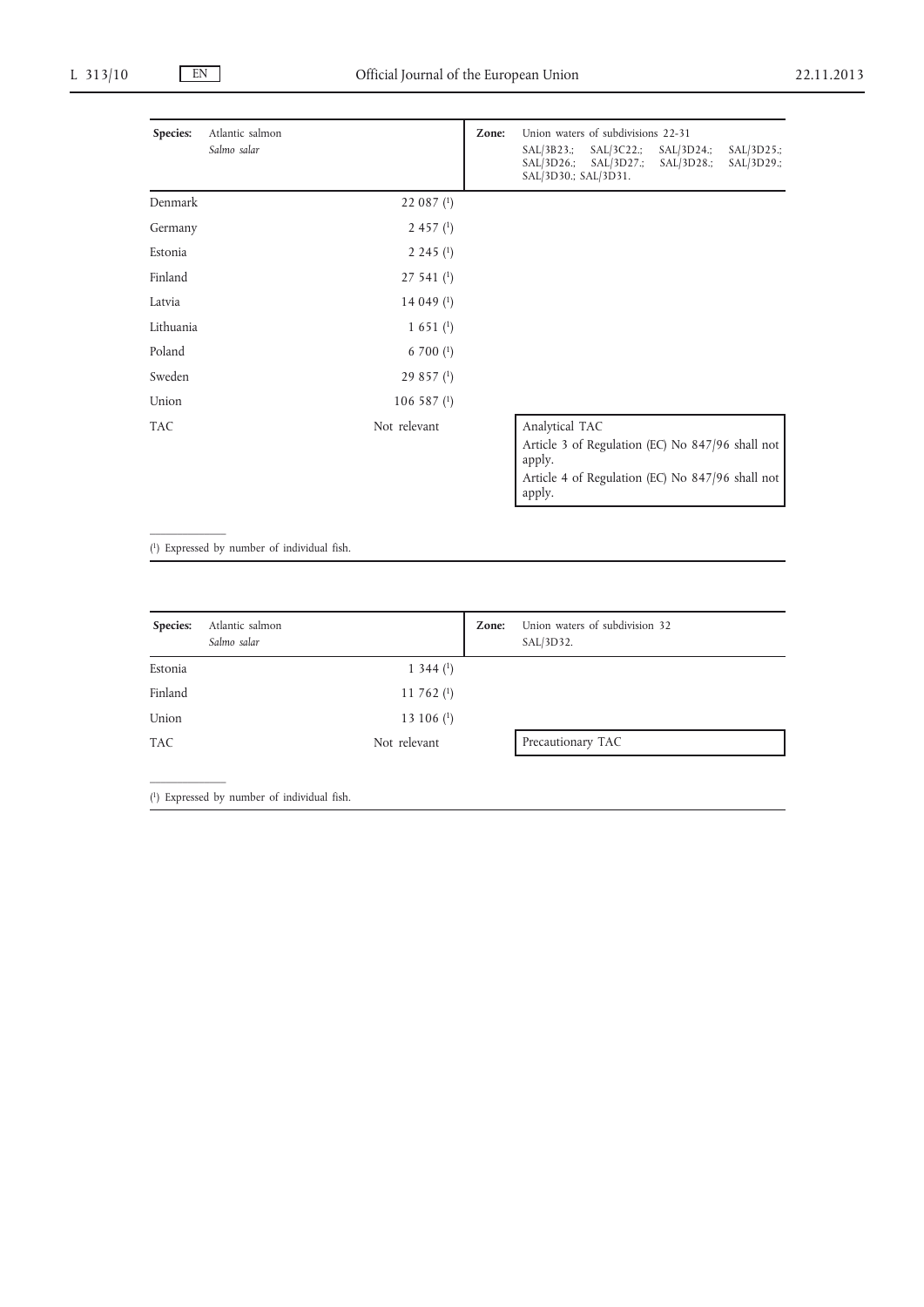| Species: | Atlantic salmon *Salmo salar* | Zone: | Union waters of subdivisions 22-31 SAL/3B23.; SAL/3C22.; SAL/3D24.; SAL/3D25.; SAL/3D26.; SAL/3D27.; SAL/3D28.; SAL/3D29.; SAL/3D30.; SAL/3D31. |
|---|---|---|---|
| Denmark | 22 087 (1) | | |
| Germany | 2 457 (1) | | |
| Estonia | 2 245 (1) | | |
| Finland | 27 541 (1) | | |
| Latvia | 14 049 (1) | | |
| Lithuania | 1 651 (1) | | |
| Poland | 6 700 (1) | | |
| Sweden | 29 857 (1) | | |
| Union | 106 587 (1) | | |
| TAC | Not relevant | | Analytical TAC<br>Article 3 of Regulation (EC) No 847/96 shall not apply.<br>Article 4 of Regulation (EC) No 847/96 shall not apply. |

(1) Expressed by number of individual fish.

| Species: | Atlantic salmon *Salmo salar* | Zone: | Union waters of subdivision 32 SAL/3D32. |
|---|---|---|---|
| Estonia | 1 344 (1) | | |
| Finland | 11 762 (1) | | |
| Union | 13 106 (1) | | |
| TAC | Not relevant | | Precautionary TAC |

(1) Expressed by number of individual fish.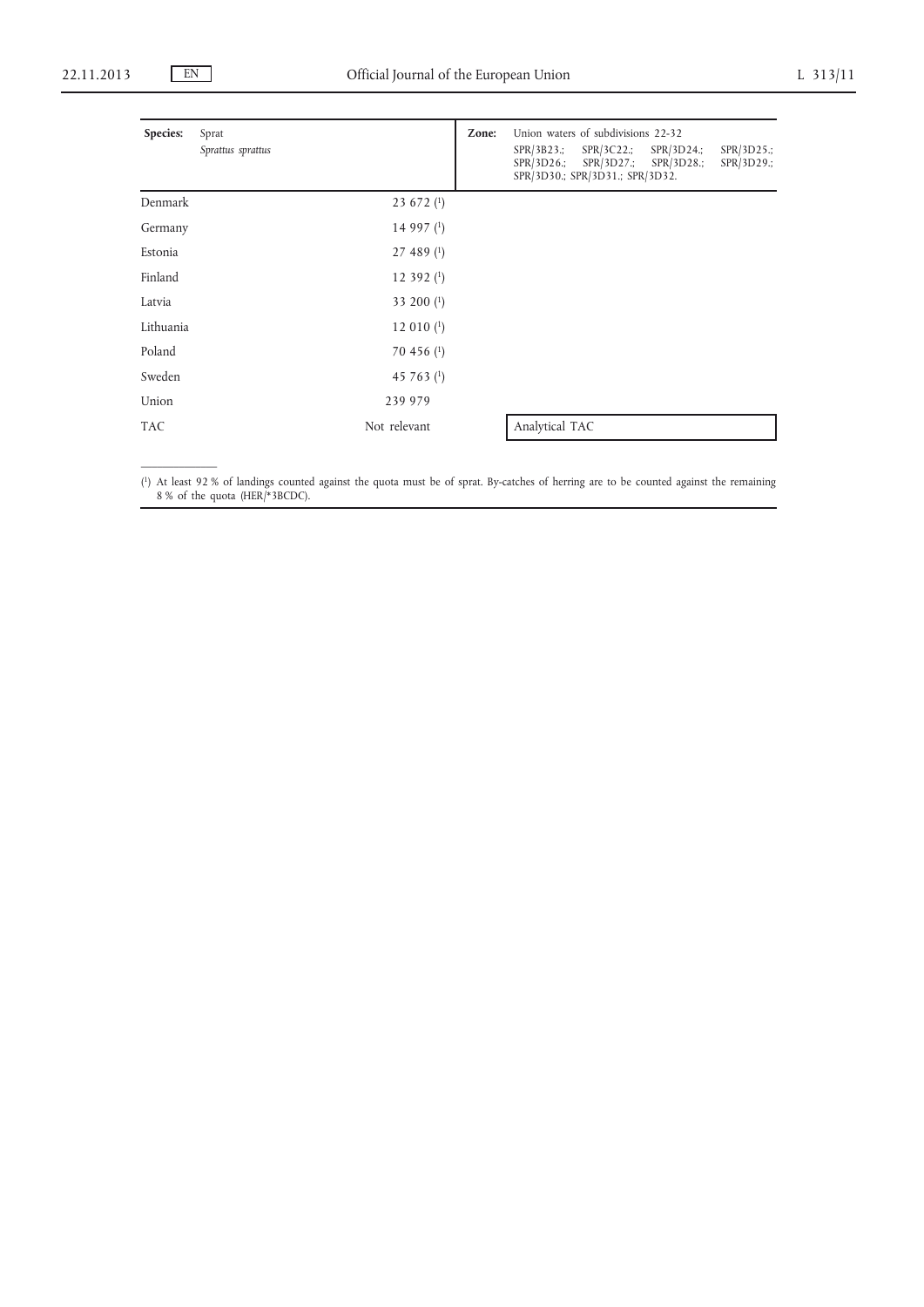| Species: | Sprat *Sprattus sprattus* | Zone: | Union waters of subdivisions 22-32 SPR/3B23.; SPR/3C22.; SPR/3D24.; SPR/3D25.; SPR/3D26.; SPR/3D27.; SPR/3D28.; SPR/3D29.; SPR/3D30.; SPR/3D31.; SPR/3D32. |
|---|---|---|---|
| Denmark | 23 672 [1] | | |
| Germany | 14 997 [1] | | |
| Estonia | 27 489 [1] | | |
| Finland | 12 392 [1] | | |
| Latvia | 33 200 [1] | | |
| Lithuania | 12 010 [1] | | |
| Poland | 70 456 [1] | | |
| Sweden | 45 763 [1] | | |
| Union | 239 979 | | |
| TAC | Not relevant | | Analytical TAC |

[1] At least 92 % of landings counted against the quota must be of sprat. By-catches of herring are to be counted against the remaining 8 % of the quota (HER/*3BCDC).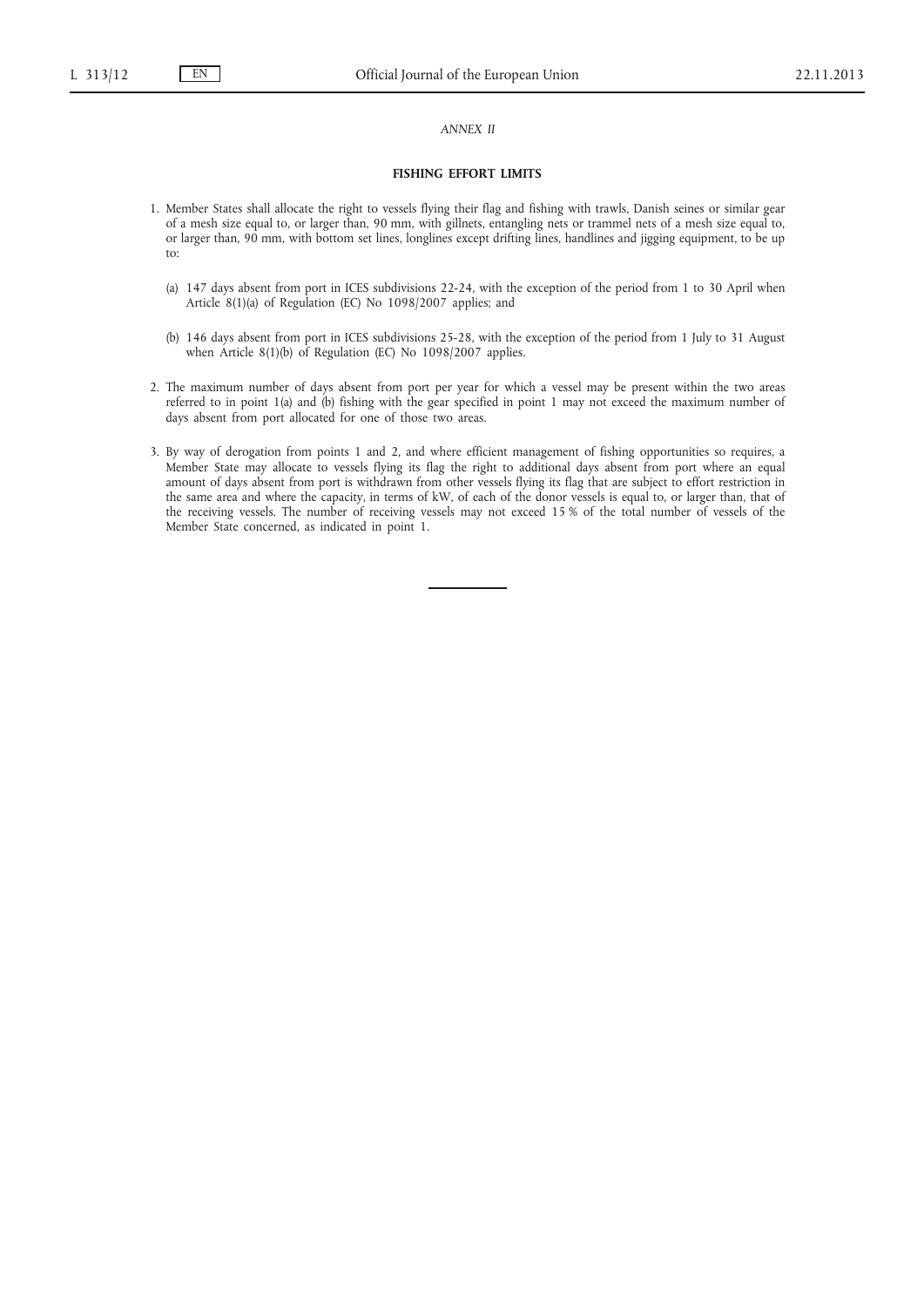*ANNEX II*

## FISHING EFFORT LIMITS

1. Member States shall allocate the right to vessels flying their flag and fishing with trawls, Danish seines or similar gear of a mesh size equal to, or larger than, 90 mm, with gillnets, entangling nets or trammel nets of a mesh size equal to, or larger than, 90 mm, with bottom set lines, longlines except drifting lines, handlines and jigging equipment, to be up to:

   (a) 147 days absent from port in ICES subdivisions 22-24, with the exception of the period from 1 to 30 April when Article 8(1)(a) of Regulation (EC) No 1098/2007 applies; and

   (b) 146 days absent from port in ICES subdivisions 25-28, with the exception of the period from 1 July to 31 August when Article 8(1)(b) of Regulation (EC) No 1098/2007 applies.

2. The maximum number of days absent from port per year for which a vessel may be present within the two areas referred to in point 1(a) and (b) fishing with the gear specified in point 1 may not exceed the maximum number of days absent from port allocated for one of those two areas.

3. By way of derogation from points 1 and 2, and where efficient management of fishing opportunities so requires, a Member State may allocate to vessels flying its flag the right to additional days absent from port where an equal amount of days absent from port is withdrawn from other vessels flying its flag that are subject to effort restriction in the same area and where the capacity, in terms of kW, of each of the donor vessels is equal to, or larger than, that of the receiving vessels. The number of receiving vessels may not exceed 15 % of the total number of vessels of the Member State concerned, as indicated in point 1.